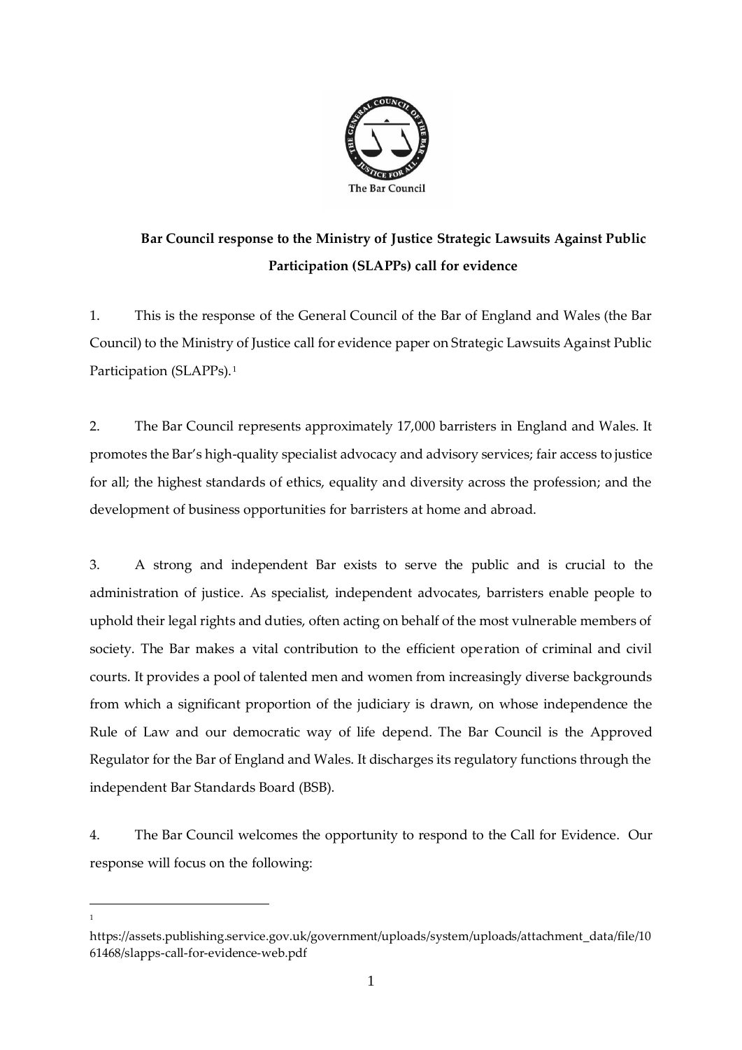The Bar Council

**Bar Council response to the Ministry of Justice Strategic Lawsuits Against Public Participation (SLAPPs) call for evidence**

1. This is the response of the General Council of the Bar of England and Wales (the Bar Council) to the Ministry of Justice call for evidence paper on Strategic Lawsuits Against Public Participation (SLAPPs).[1]

2. The Bar Council represents approximately 17,000 barristers in England and Wales. It promotes the Bar's high-quality specialist advocacy and advisory services; fair access to justice for all; the highest standards of ethics, equality and diversity across the profession; and the development of business opportunities for barristers at home and abroad.

3. A strong and independent Bar exists to serve the public and is crucial to the administration of justice. As specialist, independent advocates, barristers enable people to uphold their legal rights and duties, often acting on behalf of the most vulnerable members of society. The Bar makes a vital contribution to the efficient operation of criminal and civil courts. It provides a pool of talented men and women from increasingly diverse backgrounds from which a significant proportion of the judiciary is drawn, on whose independence the Rule of Law and our democratic way of life depend. The Bar Council is the Approved Regulator for the Bar of England and Wales. It discharges its regulatory functions through the independent Bar Standards Board (BSB).

4. The Bar Council welcomes the opportunity to respond to the Call for Evidence. Our response will focus on the following:

---

[1] https://assets.publishing.service.gov.uk/government/uploads/system/uploads/attachment_data/file/1061468/slapps-call-for-evidence-web.pdf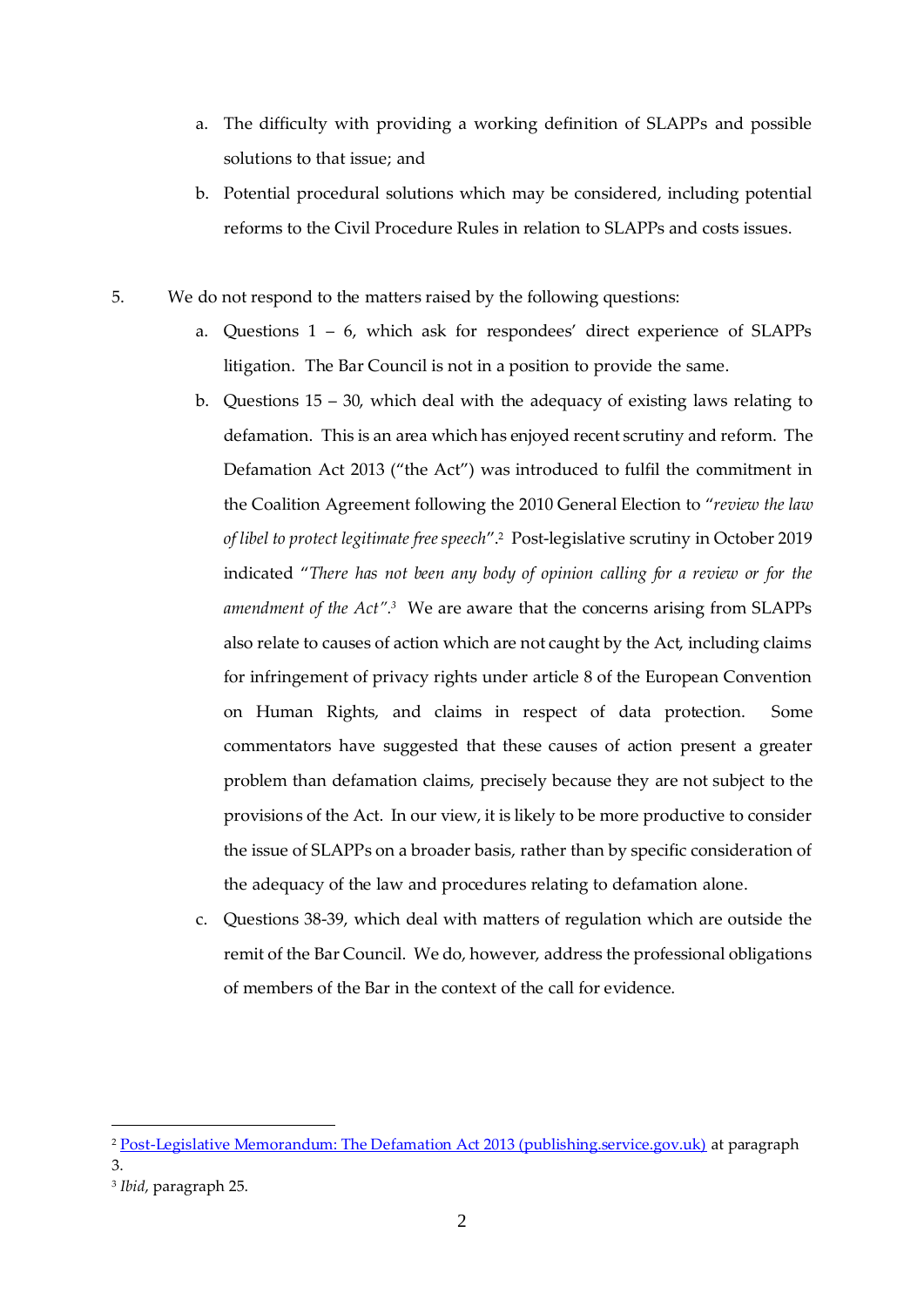a. The difficulty with providing a working definition of SLAPPs and possible solutions to that issue; and

b. Potential procedural solutions which may be considered, including potential reforms to the Civil Procedure Rules in relation to SLAPPs and costs issues.

5. We do not respond to the matters raised by the following questions:

a. Questions 1 – 6, which ask for respondees' direct experience of SLAPPs litigation. The Bar Council is not in a position to provide the same.

b. Questions 15 – 30, which deal with the adequacy of existing laws relating to defamation. This is an area which has enjoyed recent scrutiny and reform. The Defamation Act 2013 ("the Act") was introduced to fulfil the commitment in the Coalition Agreement following the 2010 General Election to "*review the law of libel to protect legitimate free speech*".[2] Post-legislative scrutiny in October 2019 indicated "*There has not been any body of opinion calling for a review or for the amendment of the Act".*[3] We are aware that the concerns arising from SLAPPs also relate to causes of action which are not caught by the Act, including claims for infringement of privacy rights under article 8 of the European Convention on Human Rights, and claims in respect of data protection. Some commentators have suggested that these causes of action present a greater problem than defamation claims, precisely because they are not subject to the provisions of the Act. In our view, it is likely to be more productive to consider the issue of SLAPPs on a broader basis, rather than by specific consideration of the adequacy of the law and procedures relating to defamation alone.

c. Questions 38-39, which deal with matters of regulation which are outside the remit of the Bar Council. We do, however, address the professional obligations of members of the Bar in the context of the call for evidence.

---

[2] Post-Legislative Memorandum: The Defamation Act 2013 (publishing.service.gov.uk) at paragraph 3.

[3] *Ibid*, paragraph 25.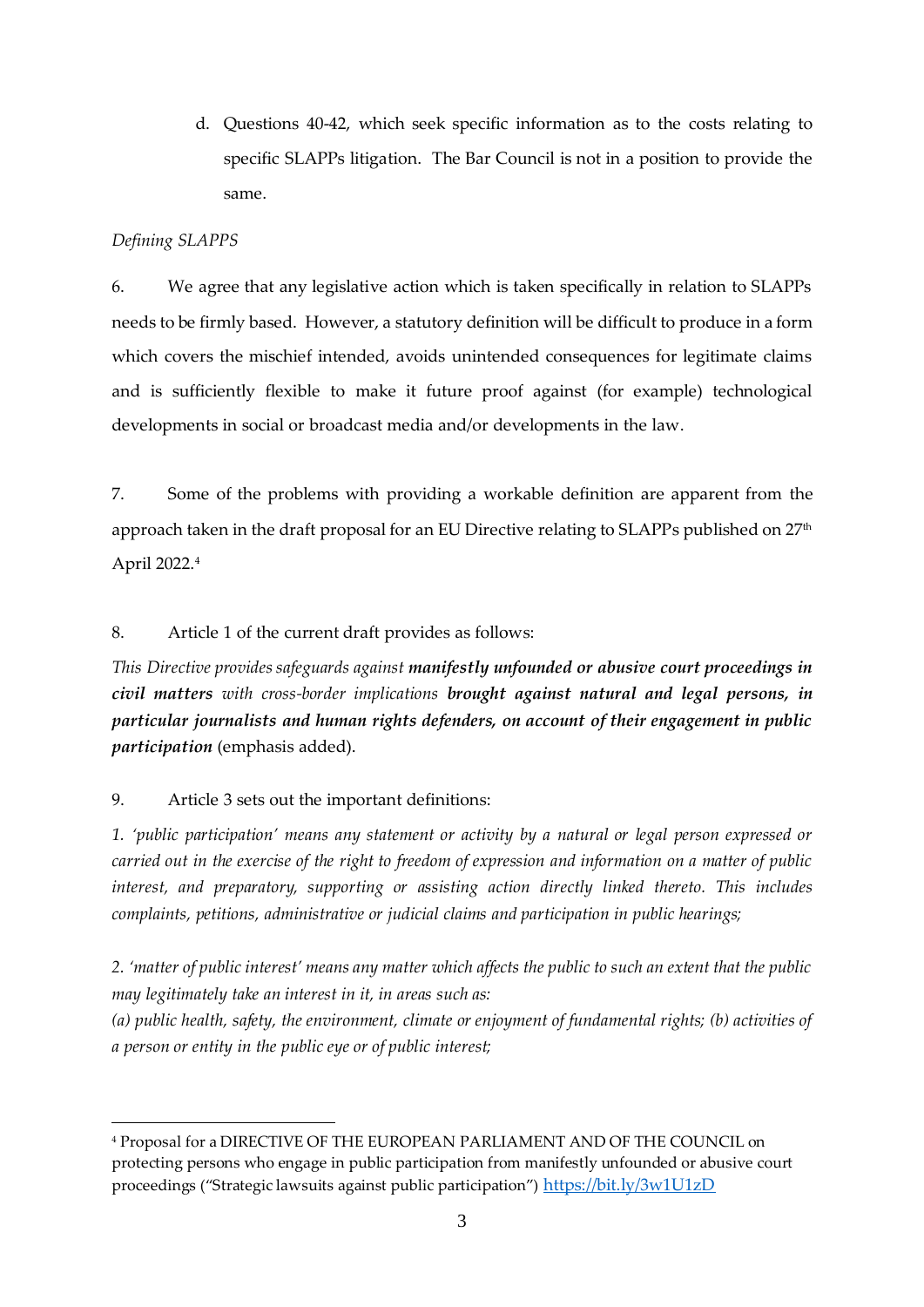d. Questions 40-42, which seek specific information as to the costs relating to specific SLAPPs litigation. The Bar Council is not in a position to provide the same.

*Defining SLAPPS*

6. We agree that any legislative action which is taken specifically in relation to SLAPPs needs to be firmly based. However, a statutory definition will be difficult to produce in a form which covers the mischief intended, avoids unintended consequences for legitimate claims and is sufficiently flexible to make it future proof against (for example) technological developments in social or broadcast media and/or developments in the law.

7. Some of the problems with providing a workable definition are apparent from the approach taken in the draft proposal for an EU Directive relating to SLAPPs published on 27th April 2022.[4]

8. Article 1 of the current draft provides as follows:

*This Directive provides safeguards against* ***manifestly unfounded or abusive court proceedings in civil matters*** *with cross-border implications* ***brought against natural and legal persons, in particular journalists and human rights defenders, on account of their engagement in public participation*** (emphasis added).

9. Article 3 sets out the important definitions:

*1. 'public participation' means any statement or activity by a natural or legal person expressed or carried out in the exercise of the right to freedom of expression and information on a matter of public interest, and preparatory, supporting or assisting action directly linked thereto. This includes complaints, petitions, administrative or judicial claims and participation in public hearings;*

*2. 'matter of public interest' means any matter which affects the public to such an extent that the public may legitimately take an interest in it, in areas such as:*
*(a) public health, safety, the environment, climate or enjoyment of fundamental rights; (b) activities of a person or entity in the public eye or of public interest;*

---

[4] Proposal for a DIRECTIVE OF THE EUROPEAN PARLIAMENT AND OF THE COUNCIL on protecting persons who engage in public participation from manifestly unfounded or abusive court proceedings ("Strategic lawsuits against public participation") https://bit.ly/3w1U1zD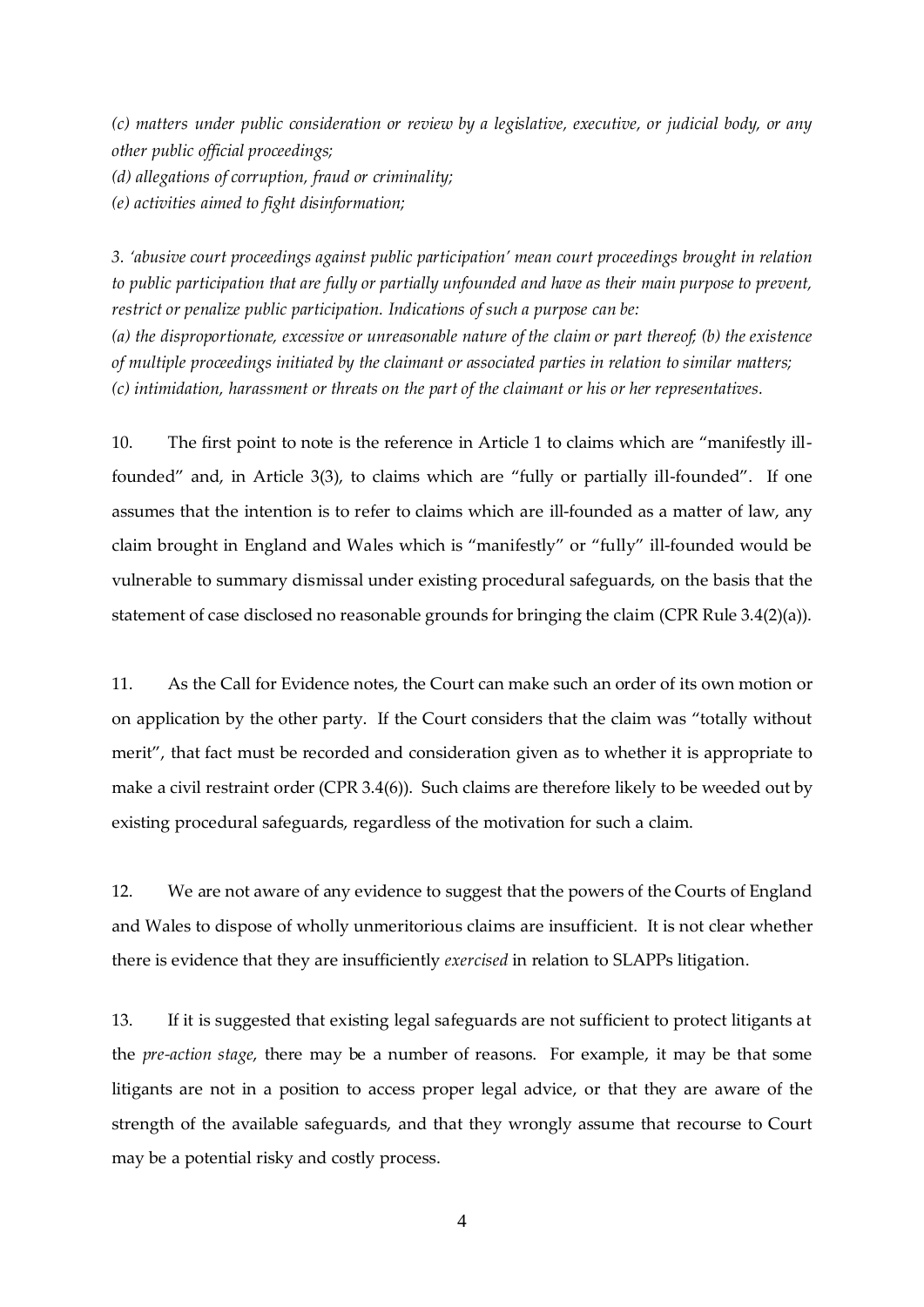*(c) matters under public consideration or review by a legislative, executive, or judicial body, or any other public official proceedings;*
*(d) allegations of corruption, fraud or criminality;*
*(e) activities aimed to fight disinformation;*

*3. 'abusive court proceedings against public participation' mean court proceedings brought in relation to public participation that are fully or partially unfounded and have as their main purpose to prevent, restrict or penalize public participation. Indications of such a purpose can be:*
*(a) the disproportionate, excessive or unreasonable nature of the claim or part thereof; (b) the existence of multiple proceedings initiated by the claimant or associated parties in relation to similar matters; (c) intimidation, harassment or threats on the part of the claimant or his or her representatives.*

10. The first point to note is the reference in Article 1 to claims which are "manifestly ill-founded" and, in Article 3(3), to claims which are "fully or partially ill-founded". If one assumes that the intention is to refer to claims which are ill-founded as a matter of law, any claim brought in England and Wales which is "manifestly" or "fully" ill-founded would be vulnerable to summary dismissal under existing procedural safeguards, on the basis that the statement of case disclosed no reasonable grounds for bringing the claim (CPR Rule 3.4(2)(a)).

11. As the Call for Evidence notes, the Court can make such an order of its own motion or on application by the other party. If the Court considers that the claim was "totally without merit", that fact must be recorded and consideration given as to whether it is appropriate to make a civil restraint order (CPR 3.4(6)). Such claims are therefore likely to be weeded out by existing procedural safeguards, regardless of the motivation for such a claim.

12. We are not aware of any evidence to suggest that the powers of the Courts of England and Wales to dispose of wholly unmeritorious claims are insufficient. It is not clear whether there is evidence that they are insufficiently *exercised* in relation to SLAPPs litigation.

13. If it is suggested that existing legal safeguards are not sufficient to protect litigants at the *pre-action stage*, there may be a number of reasons. For example, it may be that some litigants are not in a position to access proper legal advice, or that they are aware of the strength of the available safeguards, and that they wrongly assume that recourse to Court may be a potential risky and costly process.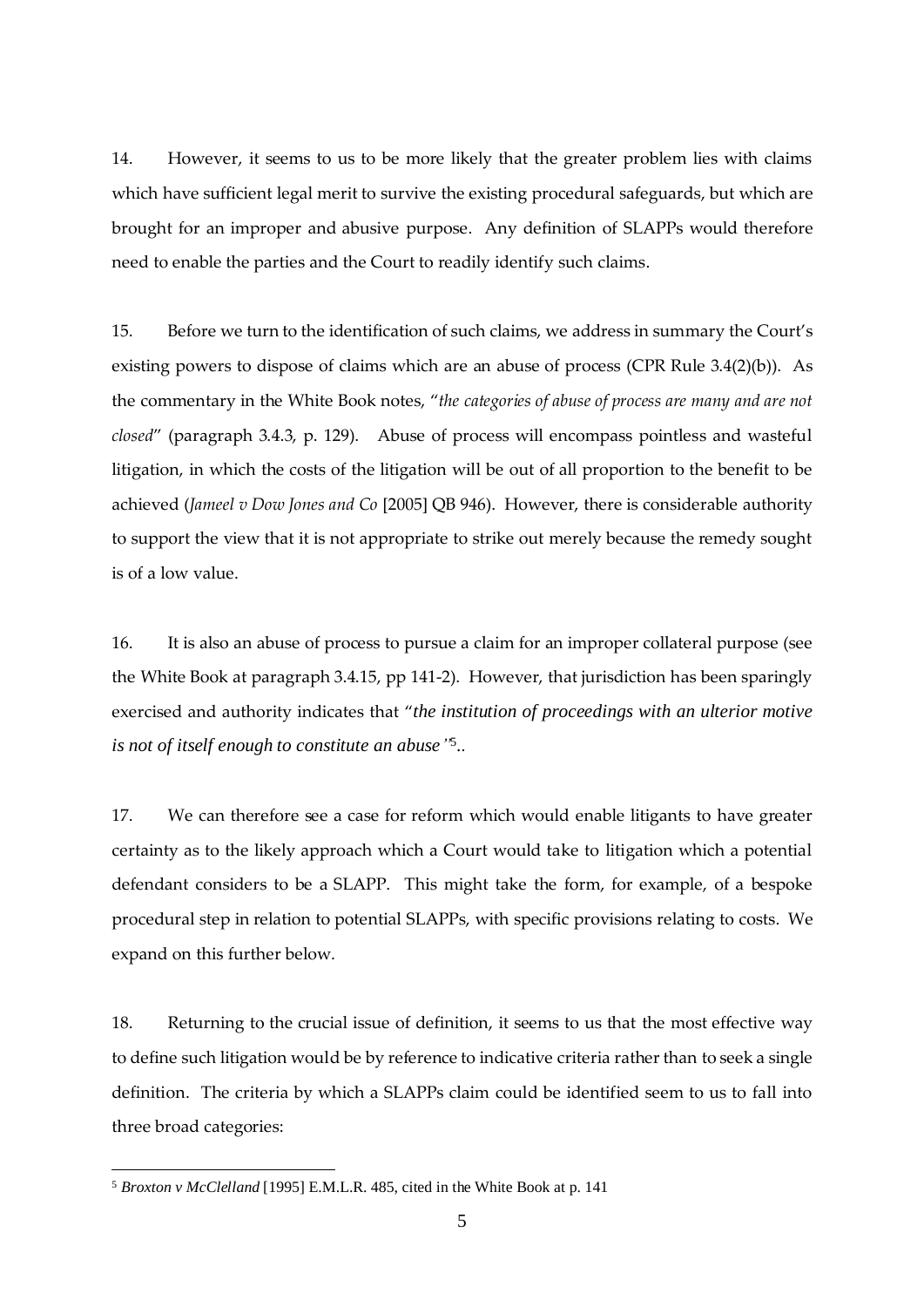14. However, it seems to us to be more likely that the greater problem lies with claims which have sufficient legal merit to survive the existing procedural safeguards, but which are brought for an improper and abusive purpose. Any definition of SLAPPs would therefore need to enable the parties and the Court to readily identify such claims.

15. Before we turn to the identification of such claims, we address in summary the Court's existing powers to dispose of claims which are an abuse of process (CPR Rule 3.4(2)(b)). As the commentary in the White Book notes, "*the categories of abuse of process are many and are not closed*" (paragraph 3.4.3, p. 129). Abuse of process will encompass pointless and wasteful litigation, in which the costs of the litigation will be out of all proportion to the benefit to be achieved (*Jameel v Dow Jones and Co* [2005] QB 946). However, there is considerable authority to support the view that it is not appropriate to strike out merely because the remedy sought is of a low value.

16. It is also an abuse of process to pursue a claim for an improper collateral purpose (see the White Book at paragraph 3.4.15, pp 141-2). However, that jurisdiction has been sparingly exercised and authority indicates that "*the institution of proceedings with an ulterior motive is not of itself enough to constitute an abuse*"[5]..

17. We can therefore see a case for reform which would enable litigants to have greater certainty as to the likely approach which a Court would take to litigation which a potential defendant considers to be a SLAPP. This might take the form, for example, of a bespoke procedural step in relation to potential SLAPPs, with specific provisions relating to costs. We expand on this further below.

18. Returning to the crucial issue of definition, it seems to us that the most effective way to define such litigation would be by reference to indicative criteria rather than to seek a single definition. The criteria by which a SLAPPs claim could be identified seem to us to fall into three broad categories:

[5] *Broxton v McClelland* [1995] E.M.L.R. 485, cited in the White Book at p. 141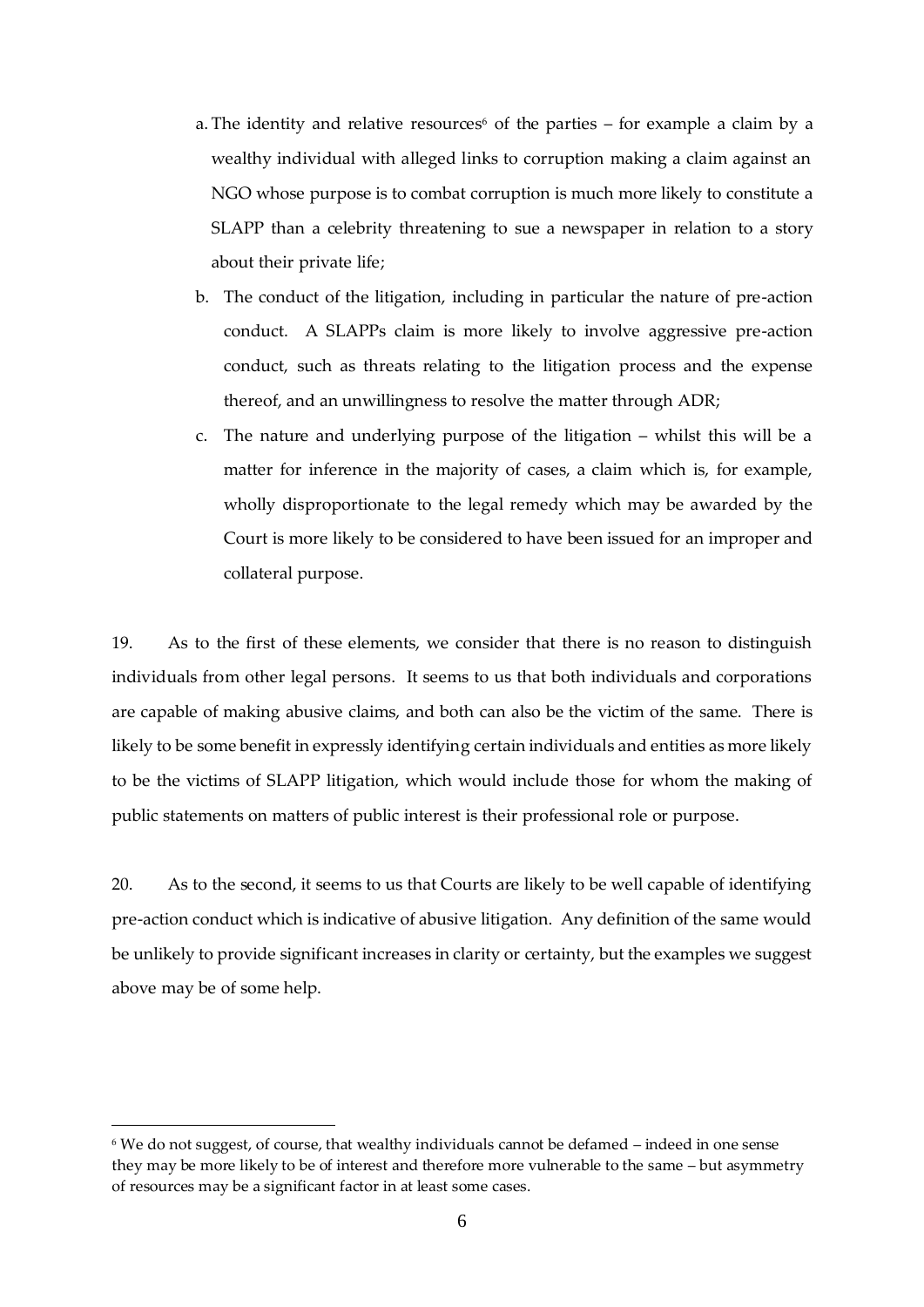a. The identity and relative resources[6] of the parties – for example a claim by a wealthy individual with alleged links to corruption making a claim against an NGO whose purpose is to combat corruption is much more likely to constitute a SLAPP than a celebrity threatening to sue a newspaper in relation to a story about their private life;

b. The conduct of the litigation, including in particular the nature of pre-action conduct. A SLAPPs claim is more likely to involve aggressive pre-action conduct, such as threats relating to the litigation process and the expense thereof, and an unwillingness to resolve the matter through ADR;

c. The nature and underlying purpose of the litigation – whilst this will be a matter for inference in the majority of cases, a claim which is, for example, wholly disproportionate to the legal remedy which may be awarded by the Court is more likely to be considered to have been issued for an improper and collateral purpose.

19. As to the first of these elements, we consider that there is no reason to distinguish individuals from other legal persons. It seems to us that both individuals and corporations are capable of making abusive claims, and both can also be the victim of the same. There is likely to be some benefit in expressly identifying certain individuals and entities as more likely to be the victims of SLAPP litigation, which would include those for whom the making of public statements on matters of public interest is their professional role or purpose.

20. As to the second, it seems to us that Courts are likely to be well capable of identifying pre-action conduct which is indicative of abusive litigation. Any definition of the same would be unlikely to provide significant increases in clarity or certainty, but the examples we suggest above may be of some help.

[6] We do not suggest, of course, that wealthy individuals cannot be defamed – indeed in one sense they may be more likely to be of interest and therefore more vulnerable to the same – but asymmetry of resources may be a significant factor in at least some cases.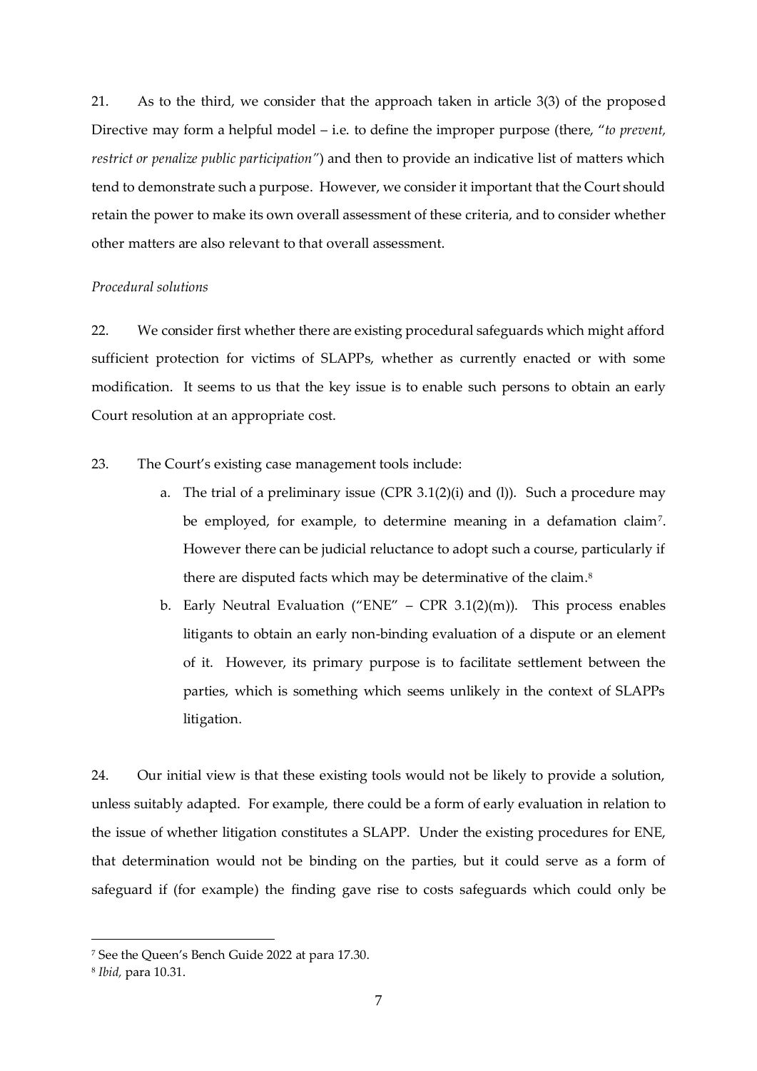21. As to the third, we consider that the approach taken in article 3(3) of the proposed Directive may form a helpful model – i.e. to define the improper purpose (there, "*to prevent, restrict or penalize public participation*") and then to provide an indicative list of matters which tend to demonstrate such a purpose. However, we consider it important that the Court should retain the power to make its own overall assessment of these criteria, and to consider whether other matters are also relevant to that overall assessment.

*Procedural solutions*

22. We consider first whether there are existing procedural safeguards which might afford sufficient protection for victims of SLAPPs, whether as currently enacted or with some modification. It seems to us that the key issue is to enable such persons to obtain an early Court resolution at an appropriate cost.

23. The Court's existing case management tools include:

   a. The trial of a preliminary issue (CPR 3.1(2)(i) and (l)). Such a procedure may be employed, for example, to determine meaning in a defamation claim[7]. However there can be judicial reluctance to adopt such a course, particularly if there are disputed facts which may be determinative of the claim.[8]

   b. Early Neutral Evaluation ("ENE" – CPR 3.1(2)(m)). This process enables litigants to obtain an early non-binding evaluation of a dispute or an element of it. However, its primary purpose is to facilitate settlement between the parties, which is something which seems unlikely in the context of SLAPPs litigation.

24. Our initial view is that these existing tools would not be likely to provide a solution, unless suitably adapted. For example, there could be a form of early evaluation in relation to the issue of whether litigation constitutes a SLAPP. Under the existing procedures for ENE, that determination would not be binding on the parties, but it could serve as a form of safeguard if (for example) the finding gave rise to costs safeguards which could only be

[7] See the Queen's Bench Guide 2022 at para 17.30.

[8] *Ibid*, para 10.31.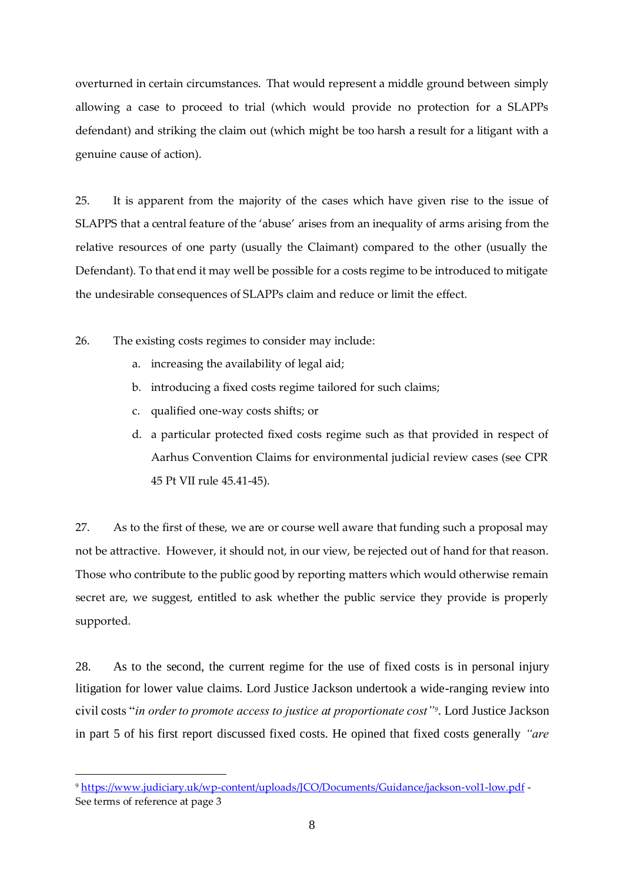overturned in certain circumstances. That would represent a middle ground between simply allowing a case to proceed to trial (which would provide no protection for a SLAPPs defendant) and striking the claim out (which might be too harsh a result for a litigant with a genuine cause of action).

25. It is apparent from the majority of the cases which have given rise to the issue of SLAPPS that a central feature of the 'abuse' arises from an inequality of arms arising from the relative resources of one party (usually the Claimant) compared to the other (usually the Defendant). To that end it may well be possible for a costs regime to be introduced to mitigate the undesirable consequences of SLAPPs claim and reduce or limit the effect.

26. The existing costs regimes to consider may include:

   a. increasing the availability of legal aid;
   b. introducing a fixed costs regime tailored for such claims;
   c. qualified one-way costs shifts; or
   d. a particular protected fixed costs regime such as that provided in respect of Aarhus Convention Claims for environmental judicial review cases (see CPR 45 Pt VII rule 45.41-45).

27. As to the first of these, we are or course well aware that funding such a proposal may not be attractive. However, it should not, in our view, be rejected out of hand for that reason. Those who contribute to the public good by reporting matters which would otherwise remain secret are, we suggest, entitled to ask whether the public service they provide is properly supported.

28. As to the second, the current regime for the use of fixed costs is in personal injury litigation for lower value claims. Lord Justice Jackson undertook a wide-ranging review into civil costs "*in order to promote access to justice at proportionate cost"*[9]. Lord Justice Jackson in part 5 of his first report discussed fixed costs. He opined that fixed costs generally *"are*

---

[9] https://www.judiciary.uk/wp-content/uploads/JCO/Documents/Guidance/jackson-vol1-low.pdf - See terms of reference at page 3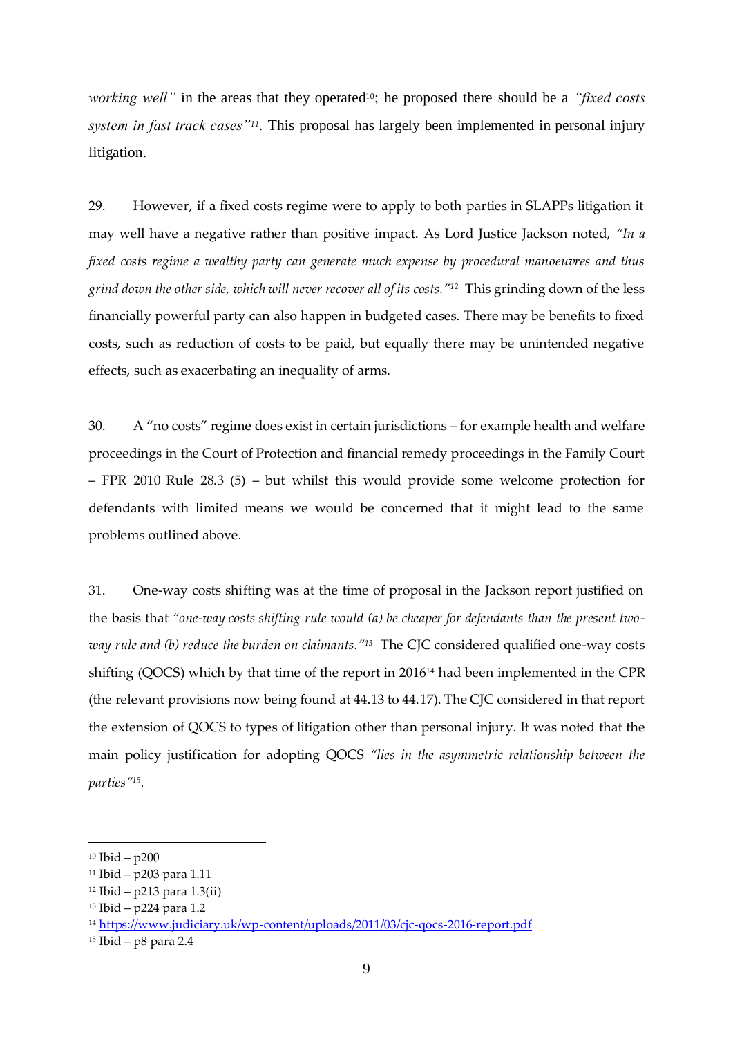*working well"* in the areas that they operated[10]; he proposed there should be a *"fixed costs system in fast track cases"*[11]. This proposal has largely been implemented in personal injury litigation.

29. However, if a fixed costs regime were to apply to both parties in SLAPPs litigation it may well have a negative rather than positive impact. As Lord Justice Jackson noted, *"In a fixed costs regime a wealthy party can generate much expense by procedural manoeuvres and thus grind down the other side, which will never recover all of its costs."*[12] This grinding down of the less financially powerful party can also happen in budgeted cases. There may be benefits to fixed costs, such as reduction of costs to be paid, but equally there may be unintended negative effects, such as exacerbating an inequality of arms.

30. A "no costs" regime does exist in certain jurisdictions – for example health and welfare proceedings in the Court of Protection and financial remedy proceedings in the Family Court – FPR 2010 Rule 28.3 (5) – but whilst this would provide some welcome protection for defendants with limited means we would be concerned that it might lead to the same problems outlined above.

31. One-way costs shifting was at the time of proposal in the Jackson report justified on the basis that *"one-way costs shifting rule would (a) be cheaper for defendants than the present two-way rule and (b) reduce the burden on claimants."*[13] The CJC considered qualified one-way costs shifting (QOCS) which by that time of the report in 2016[14] had been implemented in the CPR (the relevant provisions now being found at 44.13 to 44.17). The CJC considered in that report the extension of QOCS to types of litigation other than personal injury. It was noted that the main policy justification for adopting QOCS *"lies in the asymmetric relationship between the parties"*[15].

---

[10] Ibid – p200
[11] Ibid – p203 para 1.11
[12] Ibid – p213 para 1.3(ii)
[13] Ibid – p224 para 1.2
[14] https://www.judiciary.uk/wp-content/uploads/2011/03/cjc-qocs-2016-report.pdf
[15] Ibid – p8 para 2.4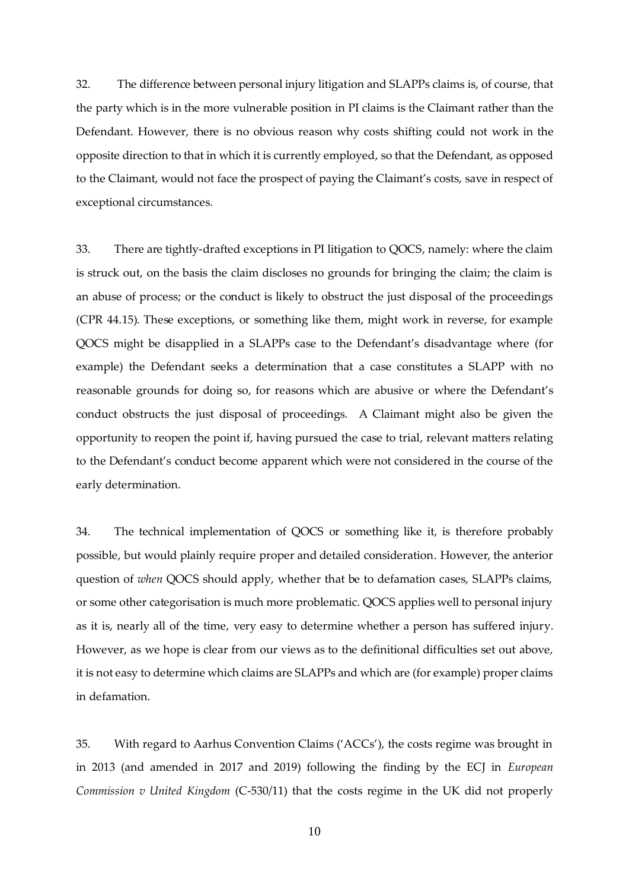32. The difference between personal injury litigation and SLAPPs claims is, of course, that the party which is in the more vulnerable position in PI claims is the Claimant rather than the Defendant. However, there is no obvious reason why costs shifting could not work in the opposite direction to that in which it is currently employed, so that the Defendant, as opposed to the Claimant, would not face the prospect of paying the Claimant's costs, save in respect of exceptional circumstances.

33. There are tightly-drafted exceptions in PI litigation to QOCS, namely: where the claim is struck out, on the basis the claim discloses no grounds for bringing the claim; the claim is an abuse of process; or the conduct is likely to obstruct the just disposal of the proceedings (CPR 44.15). These exceptions, or something like them, might work in reverse, for example QOCS might be disapplied in a SLAPPs case to the Defendant's disadvantage where (for example) the Defendant seeks a determination that a case constitutes a SLAPP with no reasonable grounds for doing so, for reasons which are abusive or where the Defendant's conduct obstructs the just disposal of proceedings. A Claimant might also be given the opportunity to reopen the point if, having pursued the case to trial, relevant matters relating to the Defendant's conduct become apparent which were not considered in the course of the early determination.

34. The technical implementation of QOCS or something like it, is therefore probably possible, but would plainly require proper and detailed consideration. However, the anterior question of *when* QOCS should apply, whether that be to defamation cases, SLAPPs claims, or some other categorisation is much more problematic. QOCS applies well to personal injury as it is, nearly all of the time, very easy to determine whether a person has suffered injury. However, as we hope is clear from our views as to the definitional difficulties set out above, it is not easy to determine which claims are SLAPPs and which are (for example) proper claims in defamation.

35. With regard to Aarhus Convention Claims ('ACCs'), the costs regime was brought in in 2013 (and amended in 2017 and 2019) following the finding by the ECJ in *European Commission v United Kingdom* (C-530/11) that the costs regime in the UK did not properly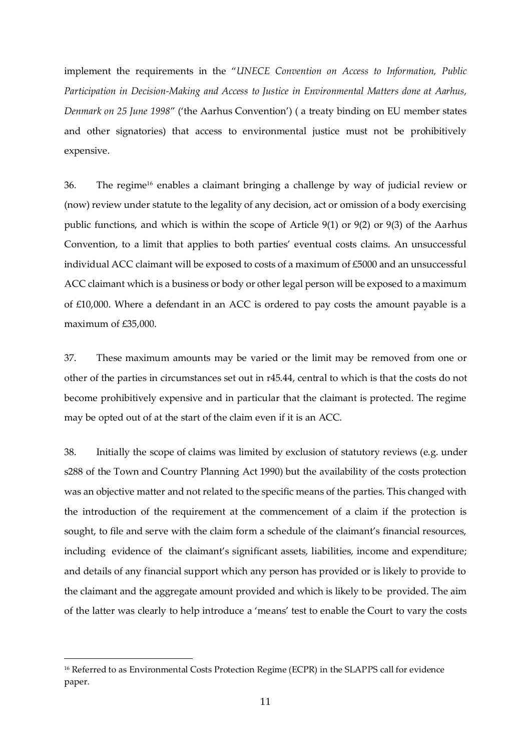implement the requirements in the "*UNECE Convention on Access to Information, Public Participation in Decision-Making and Access to Justice in Environmental Matters done at Aarhus, Denmark on 25 June 1998*" ('the Aarhus Convention') ( a treaty binding on EU member states and other signatories) that access to environmental justice must not be prohibitively expensive.

36. The regime[16] enables a claimant bringing a challenge by way of judicial review or (now) review under statute to the legality of any decision, act or omission of a body exercising public functions, and which is within the scope of Article 9(1) or 9(2) or 9(3) of the Aarhus Convention, to a limit that applies to both parties' eventual costs claims. An unsuccessful individual ACC claimant will be exposed to costs of a maximum of £5000 and an unsuccessful ACC claimant which is a business or body or other legal person will be exposed to a maximum of £10,000. Where a defendant in an ACC is ordered to pay costs the amount payable is a maximum of £35,000.

37. These maximum amounts may be varied or the limit may be removed from one or other of the parties in circumstances set out in r45.44, central to which is that the costs do not become prohibitively expensive and in particular that the claimant is protected. The regime may be opted out of at the start of the claim even if it is an ACC.

38. Initially the scope of claims was limited by exclusion of statutory reviews (e.g. under s288 of the Town and Country Planning Act 1990) but the availability of the costs protection was an objective matter and not related to the specific means of the parties. This changed with the introduction of the requirement at the commencement of a claim if the protection is sought, to file and serve with the claim form a schedule of the claimant's financial resources, including evidence of the claimant's significant assets, liabilities, income and expenditure; and details of any financial support which any person has provided or is likely to provide to the claimant and the aggregate amount provided and which is likely to be provided. The aim of the latter was clearly to help introduce a 'means' test to enable the Court to vary the costs

---

[16] Referred to as Environmental Costs Protection Regime (ECPR) in the SLAPPS call for evidence paper.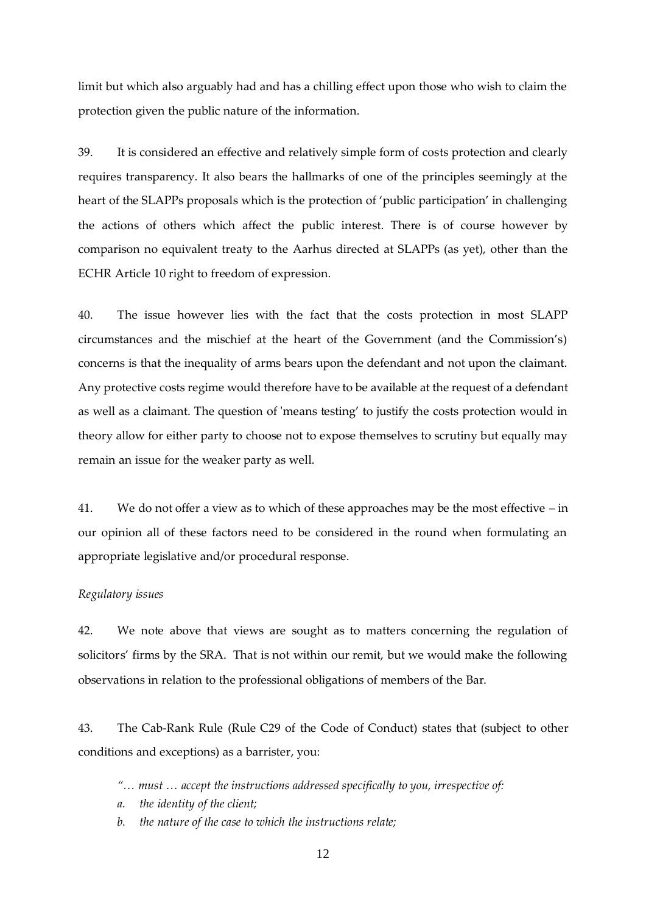limit but which also arguably had and has a chilling effect upon those who wish to claim the protection given the public nature of the information.

39. It is considered an effective and relatively simple form of costs protection and clearly requires transparency. It also bears the hallmarks of one of the principles seemingly at the heart of the SLAPPs proposals which is the protection of 'public participation' in challenging the actions of others which affect the public interest. There is of course however by comparison no equivalent treaty to the Aarhus directed at SLAPPs (as yet), other than the ECHR Article 10 right to freedom of expression.

40. The issue however lies with the fact that the costs protection in most SLAPP circumstances and the mischief at the heart of the Government (and the Commission's) concerns is that the inequality of arms bears upon the defendant and not upon the claimant. Any protective costs regime would therefore have to be available at the request of a defendant as well as a claimant. The question of 'means testing' to justify the costs protection would in theory allow for either party to choose not to expose themselves to scrutiny but equally may remain an issue for the weaker party as well.

41. We do not offer a view as to which of these approaches may be the most effective – in our opinion all of these factors need to be considered in the round when formulating an appropriate legislative and/or procedural response.

*Regulatory issues*

42. We note above that views are sought as to matters concerning the regulation of solicitors' firms by the SRA. That is not within our remit, but we would make the following observations in relation to the professional obligations of members of the Bar.

43. The Cab-Rank Rule (Rule C29 of the Code of Conduct) states that (subject to other conditions and exceptions) as a barrister, you:

> *"… must … accept the instructions addressed specifically to you, irrespective of:*
>
> *a. the identity of the client;*
>
> *b. the nature of the case to which the instructions relate;*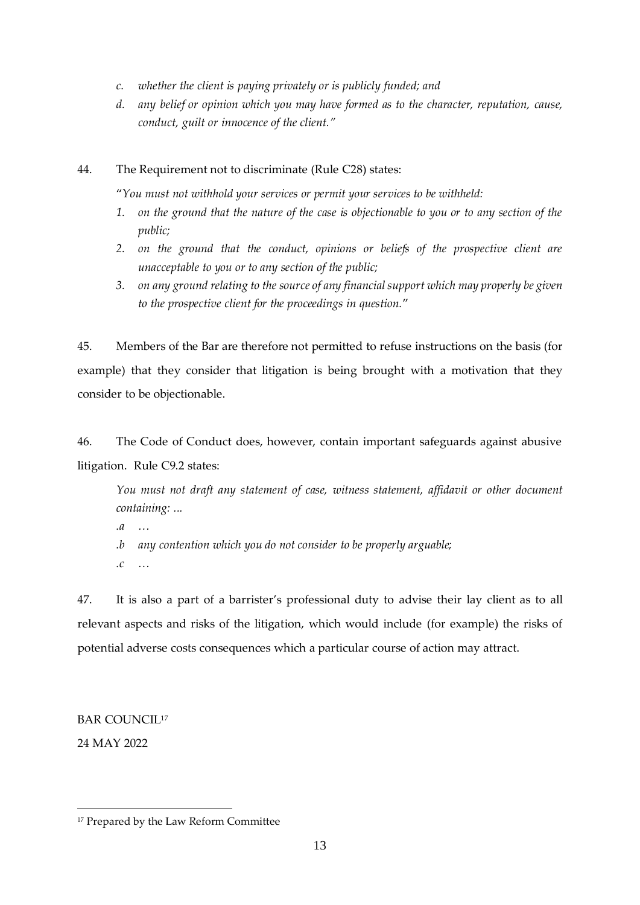> *c. whether the client is paying privately or is publicly funded; and*
>
> *d. any belief or opinion which you may have formed as to the character, reputation, cause, conduct, guilt or innocence of the client."*

44. The Requirement not to discriminate (Rule C28) states:

> "*You must not withhold your services or permit your services to be withheld:*
>
> *1. on the ground that the nature of the case is objectionable to you or to any section of the public;*
>
> *2. on the ground that the conduct, opinions or beliefs of the prospective client are unacceptable to you or to any section of the public;*
>
> *3. on any ground relating to the source of any financial support which may properly be given to the prospective client for the proceedings in question.*"

45. Members of the Bar are therefore not permitted to refuse instructions on the basis (for example) that they consider that litigation is being brought with a motivation that they consider to be objectionable.

46. The Code of Conduct does, however, contain important safeguards against abusive litigation. Rule C9.2 states:

> *You must not draft any statement of case, witness statement, affidavit or other document containing: ...*
>
> *.a …*
>
> *.b any contention which you do not consider to be properly arguable;*
>
> *.c …*

47. It is also a part of a barrister's professional duty to advise their lay client as to all relevant aspects and risks of the litigation, which would include (for example) the risks of potential adverse costs consequences which a particular course of action may attract.

BAR COUNCIL[17]

24 MAY 2022

---

[17] Prepared by the Law Reform Committee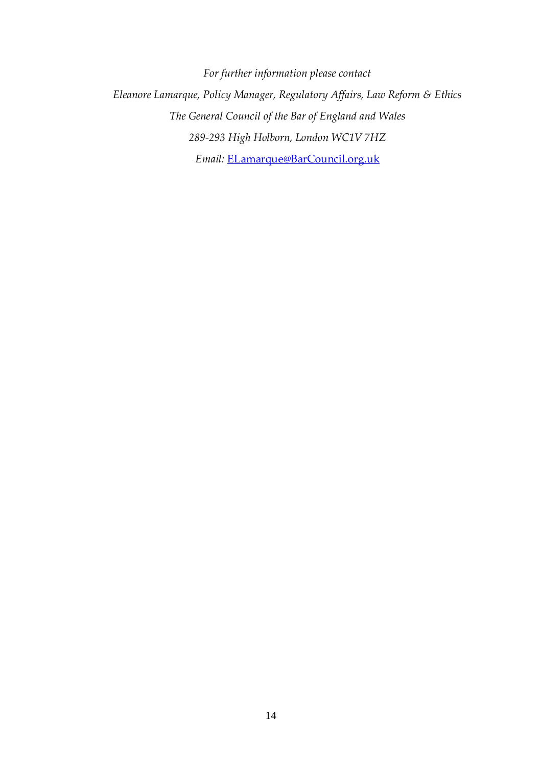*For further information please contact*

*Eleanore Lamarque, Policy Manager, Regulatory Affairs, Law Reform & Ethics*

*The General Council of the Bar of England and Wales*

*289-293 High Holborn, London WC1V 7HZ*

*Email:* ELamarque@BarCouncil.org.uk